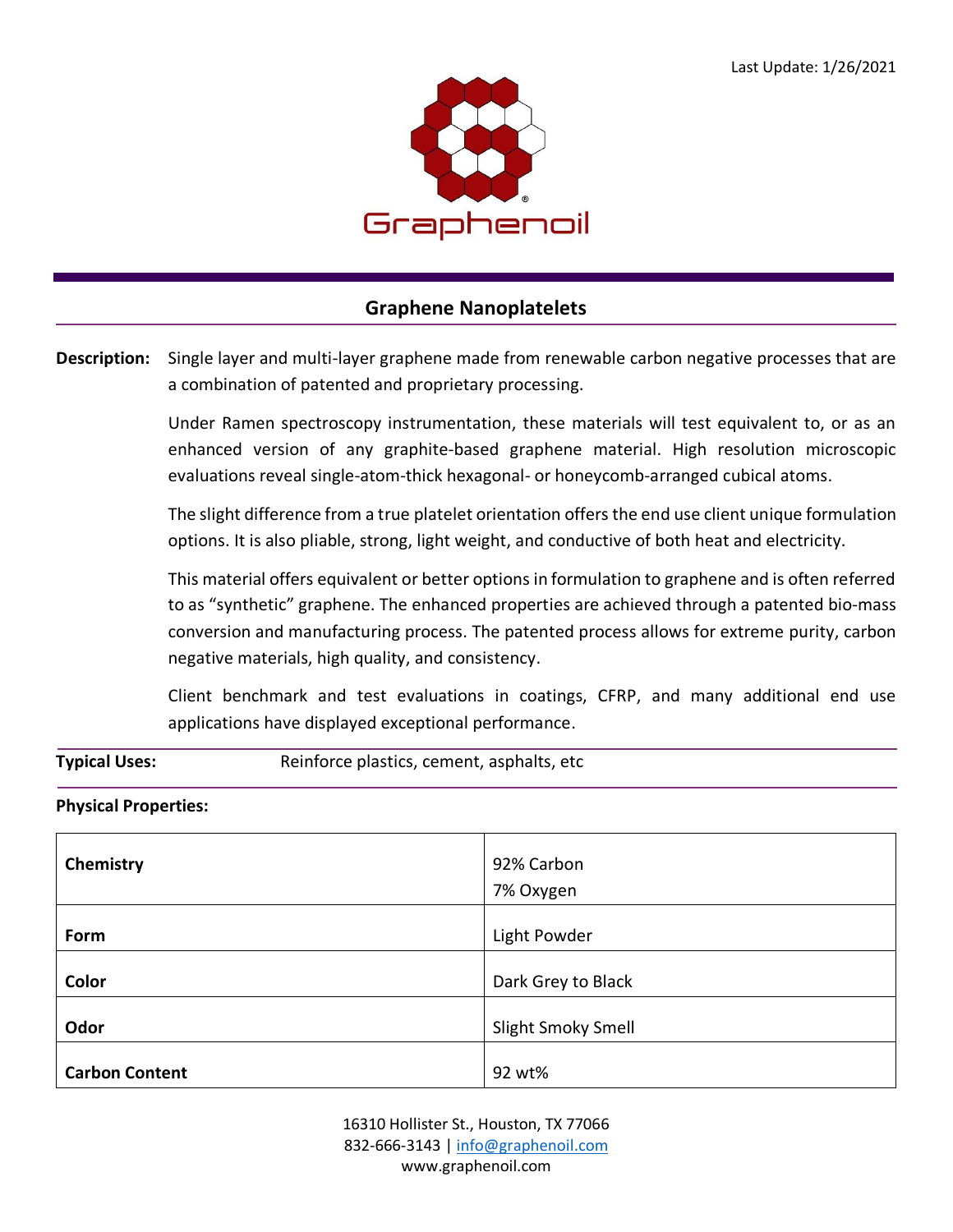Last Update: 1/26/2021

Graphenoil®

## Graphene Nanoplatelets

**Description:** Single layer and multi-layer graphene made from renewable carbon negative processes that are a combination of patented and proprietary processing.

Under Ramen spectroscopy instrumentation, these materials will test equivalent to, or as an enhanced version of any graphite-based graphene material. High resolution microscopic evaluations reveal single-atom-thick hexagonal- or honeycomb-arranged cubical atoms.

The slight difference from a true platelet orientation offers the end use client unique formulation options. It is also pliable, strong, light weight, and conductive of both heat and electricity.

This material offers equivalent or better options in formulation to graphene and is often referred to as "synthetic" graphene. The enhanced properties are achieved through a patented bio-mass conversion and manufacturing process. The patented process allows for extreme purity, carbon negative materials, high quality, and consistency.

Client benchmark and test evaluations in coatings, CFRP, and many additional end use applications have displayed exceptional performance.

**Typical Uses:** Reinforce plastics, cement, asphalts, etc

**Physical Properties:**

| | |
|---|---|
| **Chemistry** | 92% Carbon<br>7% Oxygen |
| **Form** | Light Powder |
| **Color** | Dark Grey to Black |
| **Odor** | Slight Smoky Smell |
| **Carbon Content** | 92 wt% |

16310 Hollister St., Houston, TX 77066
832-666-3143 | info@graphenoil.com
www.graphenoil.com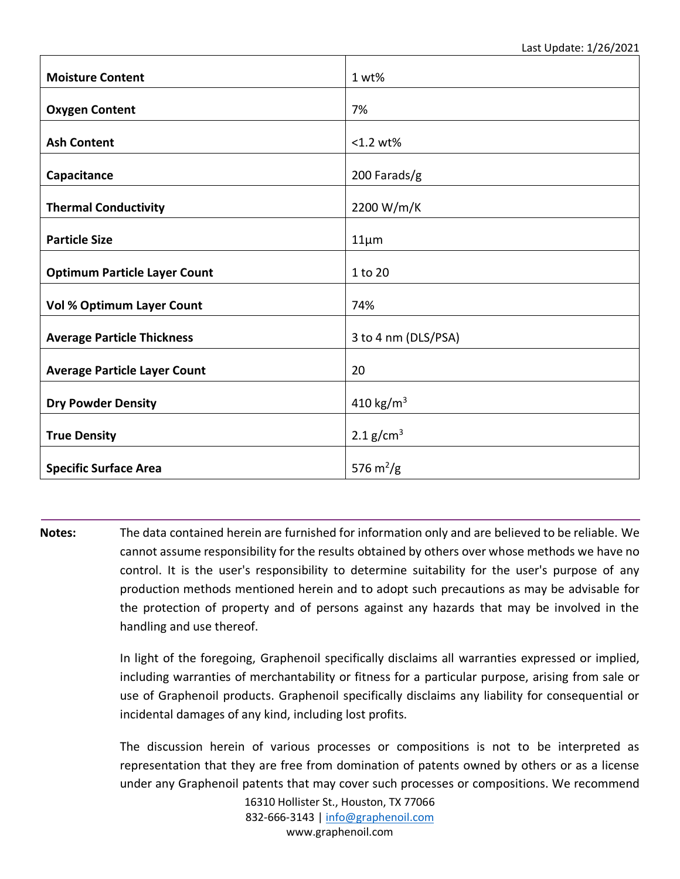Last Update: 1/26/2021

| | |
|---|---|
| **Moisture Content** | 1 wt% |
| **Oxygen Content** | 7% |
| **Ash Content** | <1.2 wt% |
| **Capacitance** | 200 Farads/g |
| **Thermal Conductivity** | 2200 W/m/K |
| **Particle Size** | 11µm |
| **Optimum Particle Layer Count** | 1 to 20 |
| **Vol % Optimum Layer Count** | 74% |
| **Average Particle Thickness** | 3 to 4 nm (DLS/PSA) |
| **Average Particle Layer Count** | 20 |
| **Dry Powder Density** | 410 $kg/m^3$ |
| **True Density** | 2.1 $g/cm^3$ |
| **Specific Surface Area** | 576 $m^2/g$ |

**Notes:** The data contained herein are furnished for information only and are believed to be reliable. We cannot assume responsibility for the results obtained by others over whose methods we have no control. It is the user's responsibility to determine suitability for the user's purpose of any production methods mentioned herein and to adopt such precautions as may be advisable for the protection of property and of persons against any hazards that may be involved in the handling and use thereof.

In light of the foregoing, Graphenoil specifically disclaims all warranties expressed or implied, including warranties of merchantability or fitness for a particular purpose, arising from sale or use of Graphenoil products. Graphenoil specifically disclaims any liability for consequential or incidental damages of any kind, including lost profits.

The discussion herein of various processes or compositions is not to be interpreted as representation that they are free from domination of patents owned by others or as a license under any Graphenoil patents that may cover such processes or compositions. We recommend

16310 Hollister St., Houston, TX 77066
832-666-3143 | info@graphenoil.com
www.graphenoil.com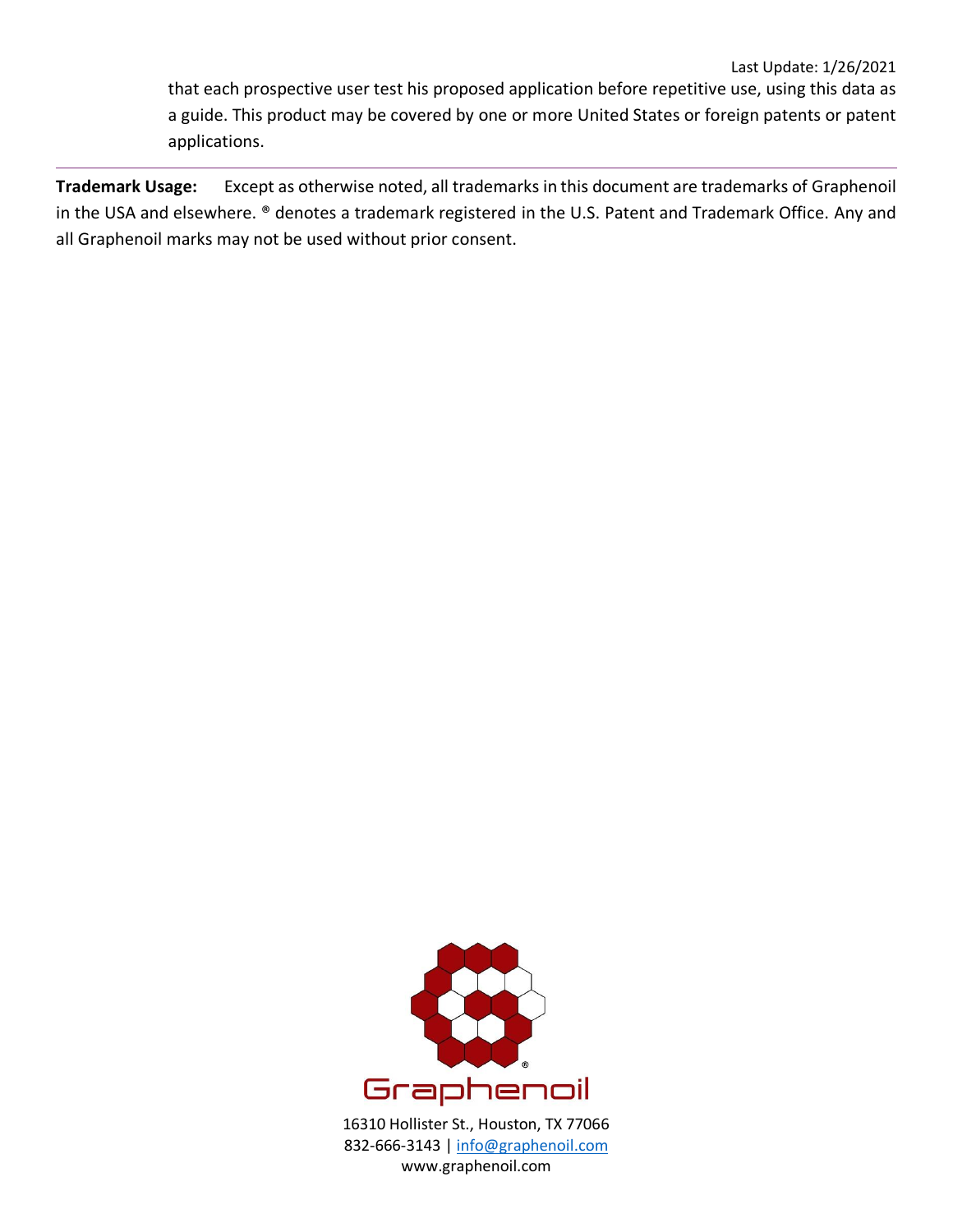that each prospective user test his proposed application before repetitive use, using this data as a guide. This product may be covered by one or more United States or foreign patents or patent applications.

---

**Trademark Usage:** Except as otherwise noted, all trademarks in this document are trademarks of Graphenoil in the USA and elsewhere. ® denotes a trademark registered in the U.S. Patent and Trademark Office. Any and all Graphenoil marks may not be used without prior consent.

Graphenoil®

16310 Hollister St., Houston, TX 77066
832-666-3143 | info@graphenoil.com
www.graphenoil.com